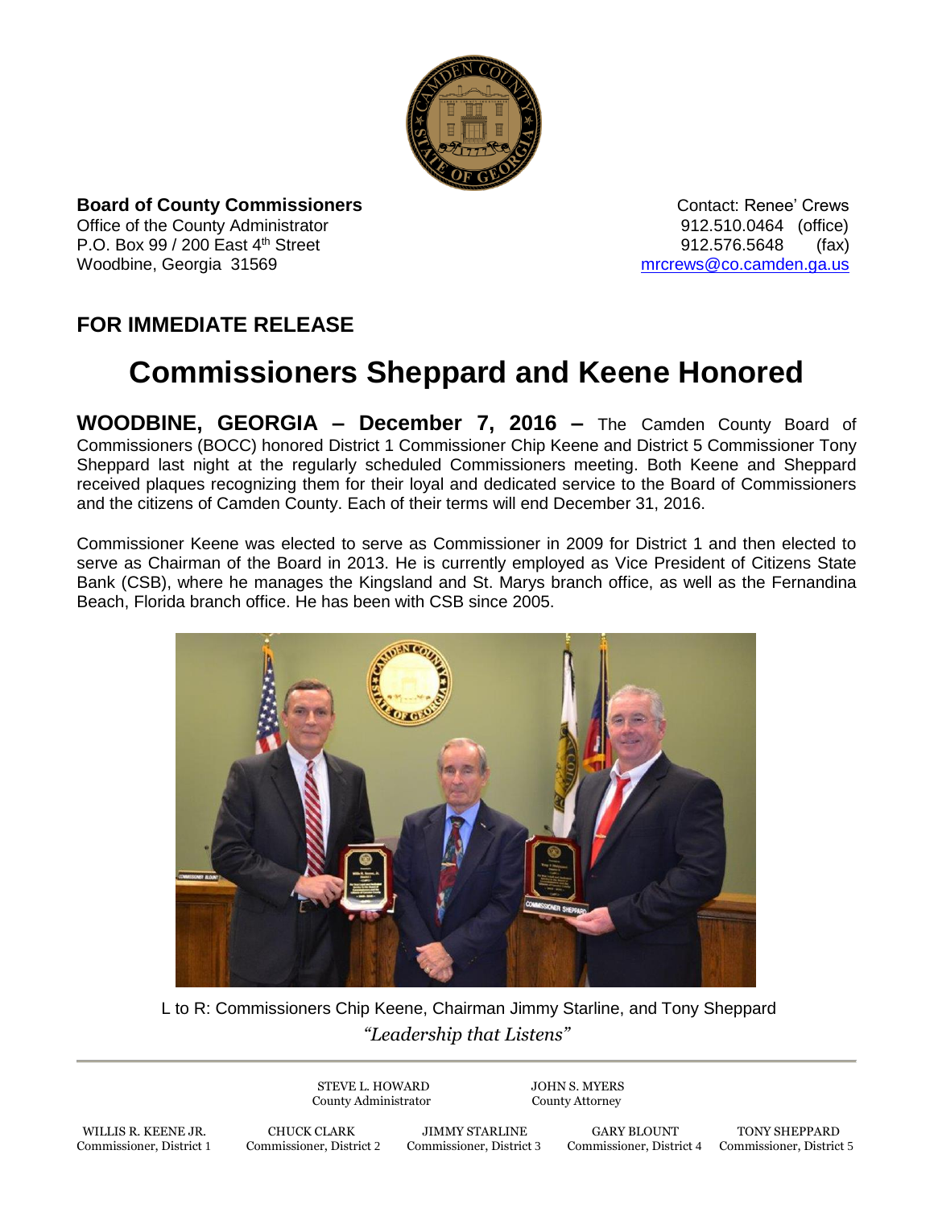**Board of County Commissioners**
Office of the County Administrator
P.O. Box 99 / 200 East 4th Street
Woodbine, Georgia 31569

Contact: Renee' Crews
912.510.0464 (office)
912.576.5648 (fax)
mrcrews@co.camden.ga.us

## FOR IMMEDIATE RELEASE

# Commissioners Sheppard and Keene Honored

**WOODBINE, GEORGIA – December 7, 2016 –** The Camden County Board of Commissioners (BOCC) honored District 1 Commissioner Chip Keene and District 5 Commissioner Tony Sheppard last night at the regularly scheduled Commissioners meeting. Both Keene and Sheppard received plaques recognizing them for their loyal and dedicated service to the Board of Commissioners and the citizens of Camden County. Each of their terms will end December 31, 2016.

Commissioner Keene was elected to serve as Commissioner in 2009 for District 1 and then elected to serve as Chairman of the Board in 2013. He is currently employed as Vice President of Citizens State Bank (CSB), where he manages the Kingsland and St. Marys branch office, as well as the Fernandina Beach, Florida branch office. He has been with CSB since 2005.

L to R: Commissioners Chip Keene, Chairman Jimmy Starline, and Tony Sheppard

*"Leadership that Listens"*

STEVE L. HOWARD
County Administrator

JOHN S. MYERS
County Attorney

WILLIS R. KEENE JR.
Commissioner, District 1

CHUCK CLARK
Commissioner, District 2

JIMMY STARLINE
Commissioner, District 3

GARY BLOUNT
Commissioner, District 4

TONY SHEPPARD
Commissioner, District 5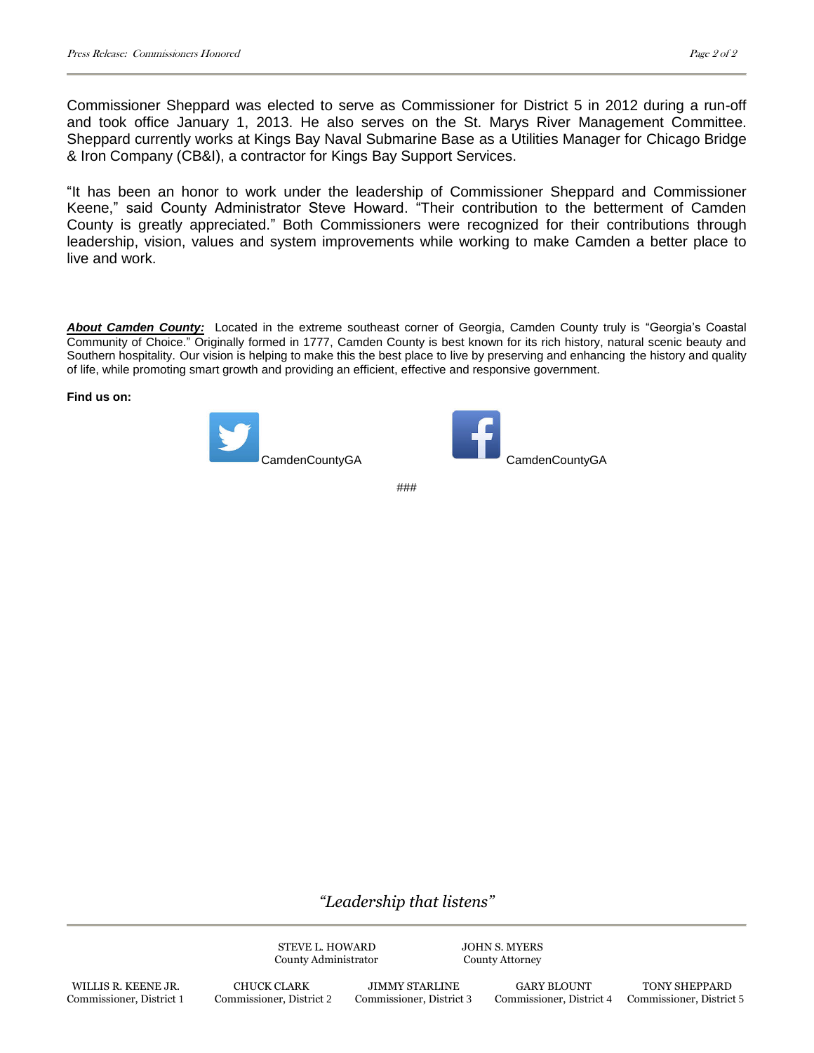Commissioner Sheppard was elected to serve as Commissioner for District 5 in 2012 during a run-off and took office January 1, 2013. He also serves on the St. Marys River Management Committee. Sheppard currently works at Kings Bay Naval Submarine Base as a Utilities Manager for Chicago Bridge & Iron Company (CB&I), a contractor for Kings Bay Support Services.

"It has been an honor to work under the leadership of Commissioner Sheppard and Commissioner Keene," said County Administrator Steve Howard. "Their contribution to the betterment of Camden County is greatly appreciated." Both Commissioners were recognized for their contributions through leadership, vision, values and system improvements while working to make Camden a better place to live and work.

***About Camden County:*** Located in the extreme southeast corner of Georgia, Camden County truly is "Georgia's Coastal Community of Choice." Originally formed in 1777, Camden County is best known for its rich history, natural scenic beauty and Southern hospitality. Our vision is helping to make this the best place to live by preserving and enhancing the history and quality of life, while promoting smart growth and providing an efficient, effective and responsive government.

**Find us on:**

CamdenCountyGA CamdenCountyGA

###

*"Leadership that listens"*

STEVE L. HOWARD
County Administrator

JOHN S. MYERS
County Attorney

WILLIS R. KEENE JR.
Commissioner, District 1

CHUCK CLARK
Commissioner, District 2

JIMMY STARLINE
Commissioner, District 3

GARY BLOUNT
Commissioner, District 4

TONY SHEPPARD
Commissioner, District 5